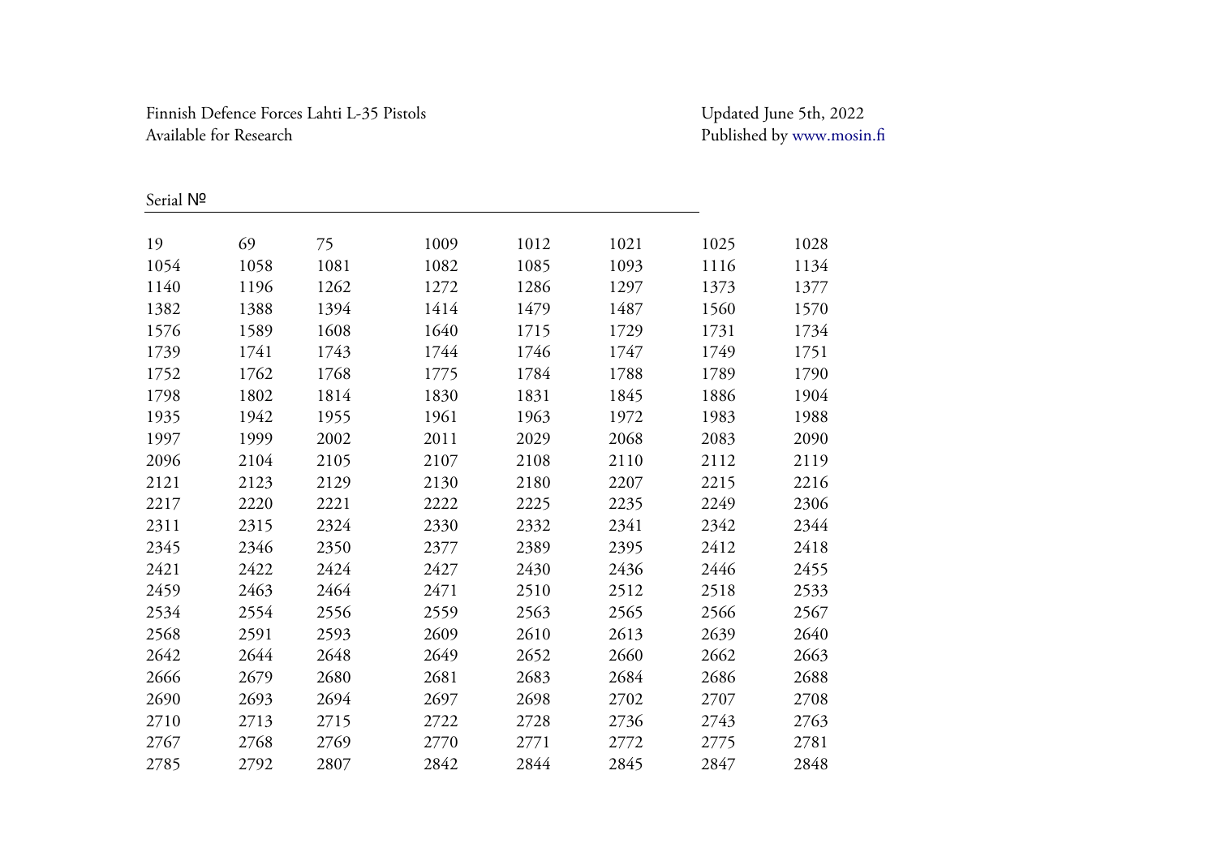Finnish Defence Forces Lahti L-35 Pistols
Available for Research

Updated June 5th, 2022
Published by www.mosin.fi

| Serial № | | | | | | | |
|---|---|---|---|---|---|---|---|
| 19 | 69 | 75 | 1009 | 1012 | 1021 | 1025 | 1028 |
| 1054 | 1058 | 1081 | 1082 | 1085 | 1093 | 1116 | 1134 |
| 1140 | 1196 | 1262 | 1272 | 1286 | 1297 | 1373 | 1377 |
| 1382 | 1388 | 1394 | 1414 | 1479 | 1487 | 1560 | 1570 |
| 1576 | 1589 | 1608 | 1640 | 1715 | 1729 | 1731 | 1734 |
| 1739 | 1741 | 1743 | 1744 | 1746 | 1747 | 1749 | 1751 |
| 1752 | 1762 | 1768 | 1775 | 1784 | 1788 | 1789 | 1790 |
| 1798 | 1802 | 1814 | 1830 | 1831 | 1845 | 1886 | 1904 |
| 1935 | 1942 | 1955 | 1961 | 1963 | 1972 | 1983 | 1988 |
| 1997 | 1999 | 2002 | 2011 | 2029 | 2068 | 2083 | 2090 |
| 2096 | 2104 | 2105 | 2107 | 2108 | 2110 | 2112 | 2119 |
| 2121 | 2123 | 2129 | 2130 | 2180 | 2207 | 2215 | 2216 |
| 2217 | 2220 | 2221 | 2222 | 2225 | 2235 | 2249 | 2306 |
| 2311 | 2315 | 2324 | 2330 | 2332 | 2341 | 2342 | 2344 |
| 2345 | 2346 | 2350 | 2377 | 2389 | 2395 | 2412 | 2418 |
| 2421 | 2422 | 2424 | 2427 | 2430 | 2436 | 2446 | 2455 |
| 2459 | 2463 | 2464 | 2471 | 2510 | 2512 | 2518 | 2533 |
| 2534 | 2554 | 2556 | 2559 | 2563 | 2565 | 2566 | 2567 |
| 2568 | 2591 | 2593 | 2609 | 2610 | 2613 | 2639 | 2640 |
| 2642 | 2644 | 2648 | 2649 | 2652 | 2660 | 2662 | 2663 |
| 2666 | 2679 | 2680 | 2681 | 2683 | 2684 | 2686 | 2688 |
| 2690 | 2693 | 2694 | 2697 | 2698 | 2702 | 2707 | 2708 |
| 2710 | 2713 | 2715 | 2722 | 2728 | 2736 | 2743 | 2763 |
| 2767 | 2768 | 2769 | 2770 | 2771 | 2772 | 2775 | 2781 |
| 2785 | 2792 | 2807 | 2842 | 2844 | 2845 | 2847 | 2848 |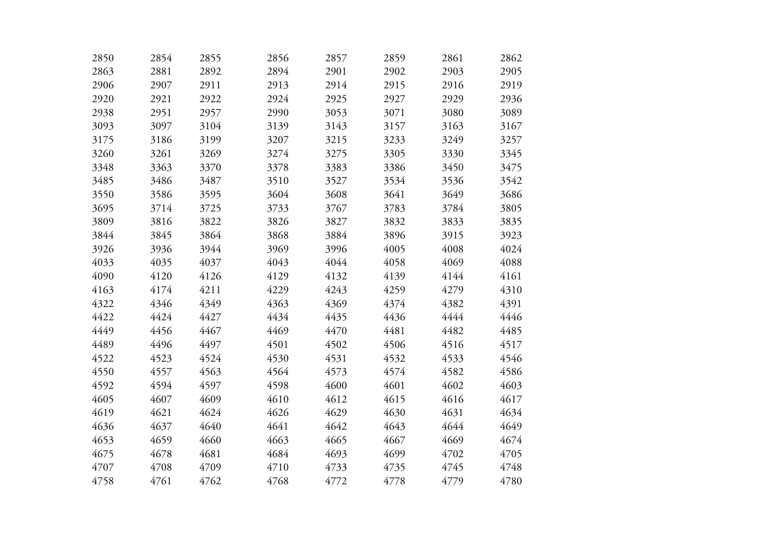| | | | | | | | |
|---|---|---|---|---|---|---|---|
| 2850 | 2854 | 2855 | 2856 | 2857 | 2859 | 2861 | 2862 |
| 2863 | 2881 | 2892 | 2894 | 2901 | 2902 | 2903 | 2905 |
| 2906 | 2907 | 2911 | 2913 | 2914 | 2915 | 2916 | 2919 |
| 2920 | 2921 | 2922 | 2924 | 2925 | 2927 | 2929 | 2936 |
| 2938 | 2951 | 2957 | 2990 | 3053 | 3071 | 3080 | 3089 |
| 3093 | 3097 | 3104 | 3139 | 3143 | 3157 | 3163 | 3167 |
| 3175 | 3186 | 3199 | 3207 | 3215 | 3233 | 3249 | 3257 |
| 3260 | 3261 | 3269 | 3274 | 3275 | 3305 | 3330 | 3345 |
| 3348 | 3363 | 3370 | 3378 | 3383 | 3386 | 3450 | 3475 |
| 3485 | 3486 | 3487 | 3510 | 3527 | 3534 | 3536 | 3542 |
| 3550 | 3586 | 3595 | 3604 | 3608 | 3641 | 3649 | 3686 |
| 3695 | 3714 | 3725 | 3733 | 3767 | 3783 | 3784 | 3805 |
| 3809 | 3816 | 3822 | 3826 | 3827 | 3832 | 3833 | 3835 |
| 3844 | 3845 | 3864 | 3868 | 3884 | 3896 | 3915 | 3923 |
| 3926 | 3936 | 3944 | 3969 | 3996 | 4005 | 4008 | 4024 |
| 4033 | 4035 | 4037 | 4043 | 4044 | 4058 | 4069 | 4088 |
| 4090 | 4120 | 4126 | 4129 | 4132 | 4139 | 4144 | 4161 |
| 4163 | 4174 | 4211 | 4229 | 4243 | 4259 | 4279 | 4310 |
| 4322 | 4346 | 4349 | 4363 | 4369 | 4374 | 4382 | 4391 |
| 4422 | 4424 | 4427 | 4434 | 4435 | 4436 | 4444 | 4446 |
| 4449 | 4456 | 4467 | 4469 | 4470 | 4481 | 4482 | 4485 |
| 4489 | 4496 | 4497 | 4501 | 4502 | 4506 | 4516 | 4517 |
| 4522 | 4523 | 4524 | 4530 | 4531 | 4532 | 4533 | 4546 |
| 4550 | 4557 | 4563 | 4564 | 4573 | 4574 | 4582 | 4586 |
| 4592 | 4594 | 4597 | 4598 | 4600 | 4601 | 4602 | 4603 |
| 4605 | 4607 | 4609 | 4610 | 4612 | 4615 | 4616 | 4617 |
| 4619 | 4621 | 4624 | 4626 | 4629 | 4630 | 4631 | 4634 |
| 4636 | 4637 | 4640 | 4641 | 4642 | 4643 | 4644 | 4649 |
| 4653 | 4659 | 4660 | 4663 | 4665 | 4667 | 4669 | 4674 |
| 4675 | 4678 | 4681 | 4684 | 4693 | 4699 | 4702 | 4705 |
| 4707 | 4708 | 4709 | 4710 | 4733 | 4735 | 4745 | 4748 |
| 4758 | 4761 | 4762 | 4768 | 4772 | 4778 | 4779 | 4780 |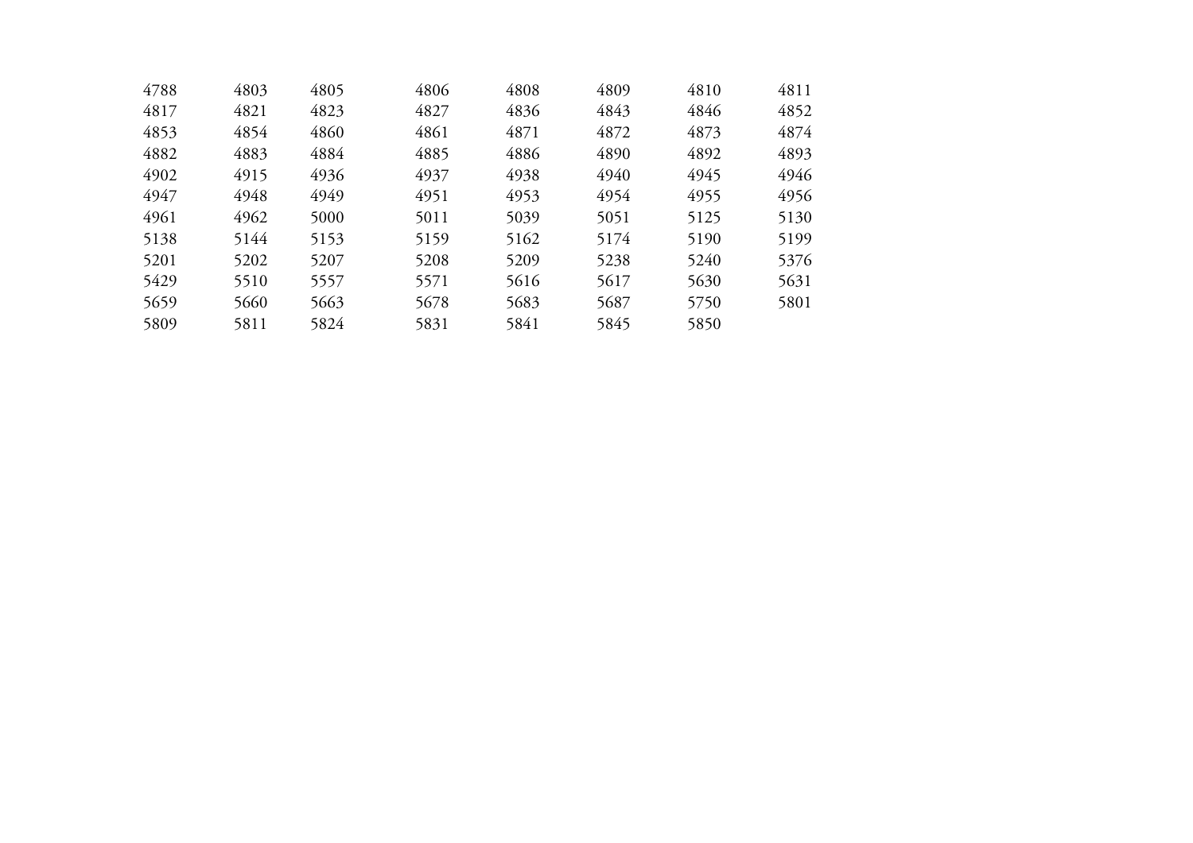| | | | | | | | |
|---|---|---|---|---|---|---|---|
| 4788 | 4803 | 4805 | 4806 | 4808 | 4809 | 4810 | 4811 |
| 4817 | 4821 | 4823 | 4827 | 4836 | 4843 | 4846 | 4852 |
| 4853 | 4854 | 4860 | 4861 | 4871 | 4872 | 4873 | 4874 |
| 4882 | 4883 | 4884 | 4885 | 4886 | 4890 | 4892 | 4893 |
| 4902 | 4915 | 4936 | 4937 | 4938 | 4940 | 4945 | 4946 |
| 4947 | 4948 | 4949 | 4951 | 4953 | 4954 | 4955 | 4956 |
| 4961 | 4962 | 5000 | 5011 | 5039 | 5051 | 5125 | 5130 |
| 5138 | 5144 | 5153 | 5159 | 5162 | 5174 | 5190 | 5199 |
| 5201 | 5202 | 5207 | 5208 | 5209 | 5238 | 5240 | 5376 |
| 5429 | 5510 | 5557 | 5571 | 5616 | 5617 | 5630 | 5631 |
| 5659 | 5660 | 5663 | 5678 | 5683 | 5687 | 5750 | 5801 |
| 5809 | 5811 | 5824 | 5831 | 5841 | 5845 | 5850 | |